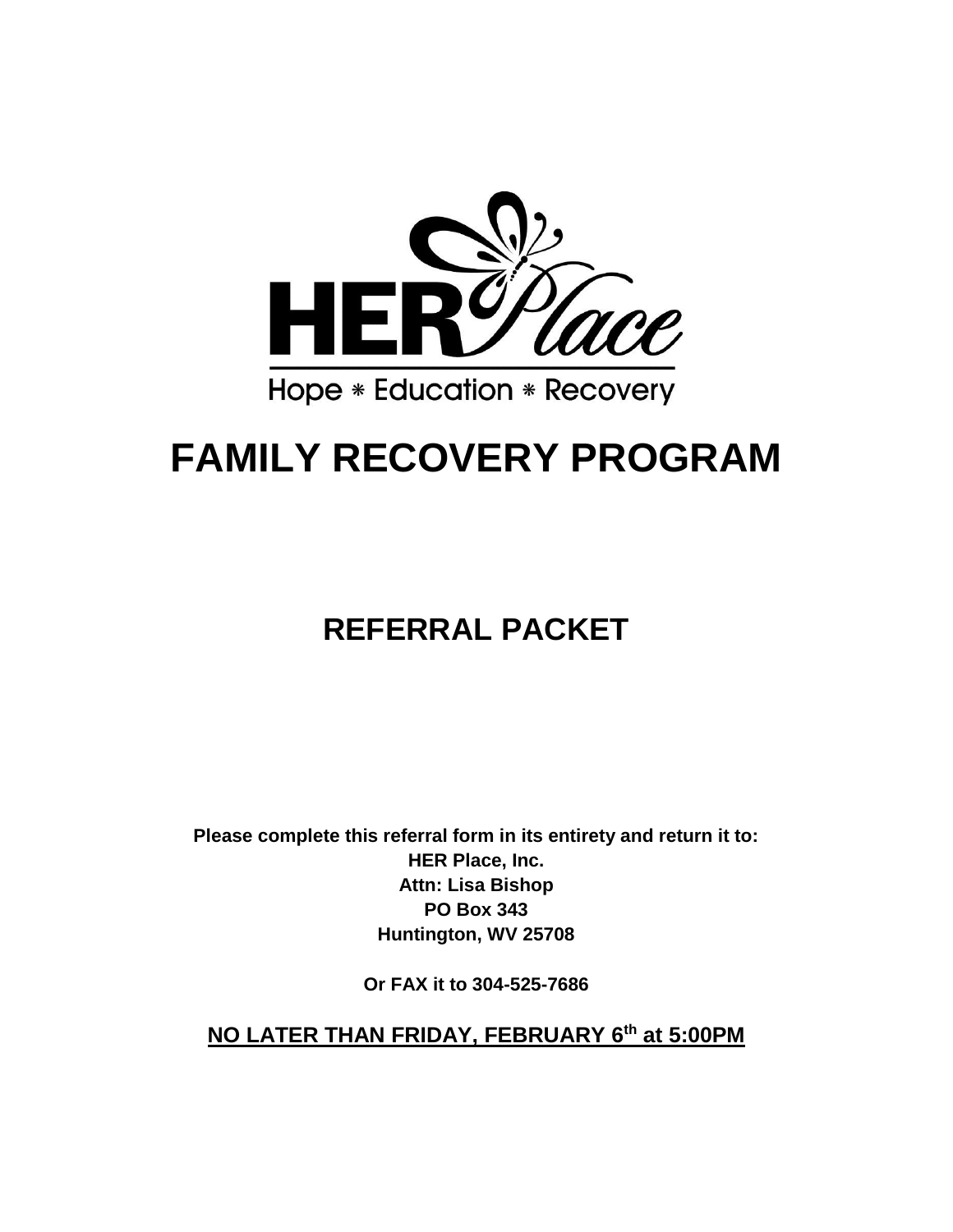HER Place

Hope * Education * Recovery

# FAMILY RECOVERY PROGRAM

## REFERRAL PACKET

**Please complete this referral form in its entirety and return it to:**
**HER Place, Inc.**
**Attn: Lisa Bishop**
**PO Box 343**
**Huntington, WV 25708**

**Or FAX it to 304-525-7686**

**NO LATER THAN FRIDAY, FEBRUARY 6th at 5:00PM**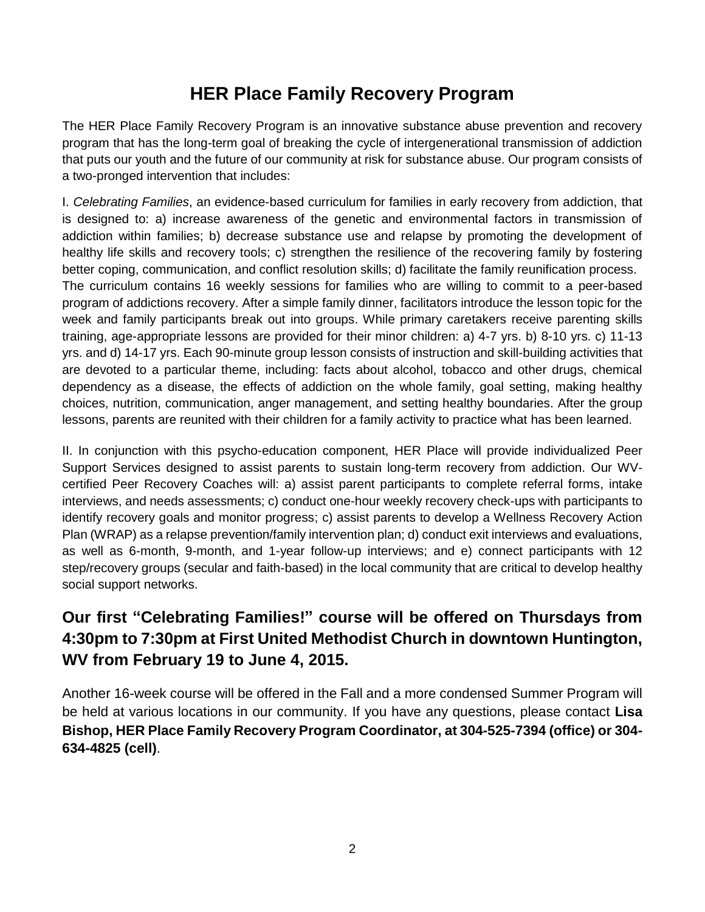# HER Place Family Recovery Program

The HER Place Family Recovery Program is an innovative substance abuse prevention and recovery program that has the long-term goal of breaking the cycle of intergenerational transmission of addiction that puts our youth and the future of our community at risk for substance abuse. Our program consists of a two-pronged intervention that includes:

I. *Celebrating Families*, an evidence-based curriculum for families in early recovery from addiction, that is designed to: a) increase awareness of the genetic and environmental factors in transmission of addiction within families; b) decrease substance use and relapse by promoting the development of healthy life skills and recovery tools; c) strengthen the resilience of the recovering family by fostering better coping, communication, and conflict resolution skills; d) facilitate the family reunification process. The curriculum contains 16 weekly sessions for families who are willing to commit to a peer-based program of addictions recovery. After a simple family dinner, facilitators introduce the lesson topic for the week and family participants break out into groups. While primary caretakers receive parenting skills training, age-appropriate lessons are provided for their minor children: a) 4-7 yrs. b) 8-10 yrs. c) 11-13 yrs. and d) 14-17 yrs. Each 90-minute group lesson consists of instruction and skill-building activities that are devoted to a particular theme, including: facts about alcohol, tobacco and other drugs, chemical dependency as a disease, the effects of addiction on the whole family, goal setting, making healthy choices, nutrition, communication, anger management, and setting healthy boundaries. After the group lessons, parents are reunited with their children for a family activity to practice what has been learned.

II. In conjunction with this psycho-education component, HER Place will provide individualized Peer Support Services designed to assist parents to sustain long-term recovery from addiction. Our WV-certified Peer Recovery Coaches will: a) assist parent participants to complete referral forms, intake interviews, and needs assessments; c) conduct one-hour weekly recovery check-ups with participants to identify recovery goals and monitor progress; c) assist parents to develop a Wellness Recovery Action Plan (WRAP) as a relapse prevention/family intervention plan; d) conduct exit interviews and evaluations, as well as 6-month, 9-month, and 1-year follow-up interviews; and e) connect participants with 12 step/recovery groups (secular and faith-based) in the local community that are critical to develop healthy social support networks.

## Our first "Celebrating Families!" course will be offered on Thursdays from 4:30pm to 7:30pm at First United Methodist Church in downtown Huntington, WV from February 19 to June 4, 2015.

Another 16-week course will be offered in the Fall and a more condensed Summer Program will be held at various locations in our community. If you have any questions, please contact **Lisa Bishop, HER Place Family Recovery Program Coordinator, at 304-525-7394 (office) or 304-634-4825 (cell)**.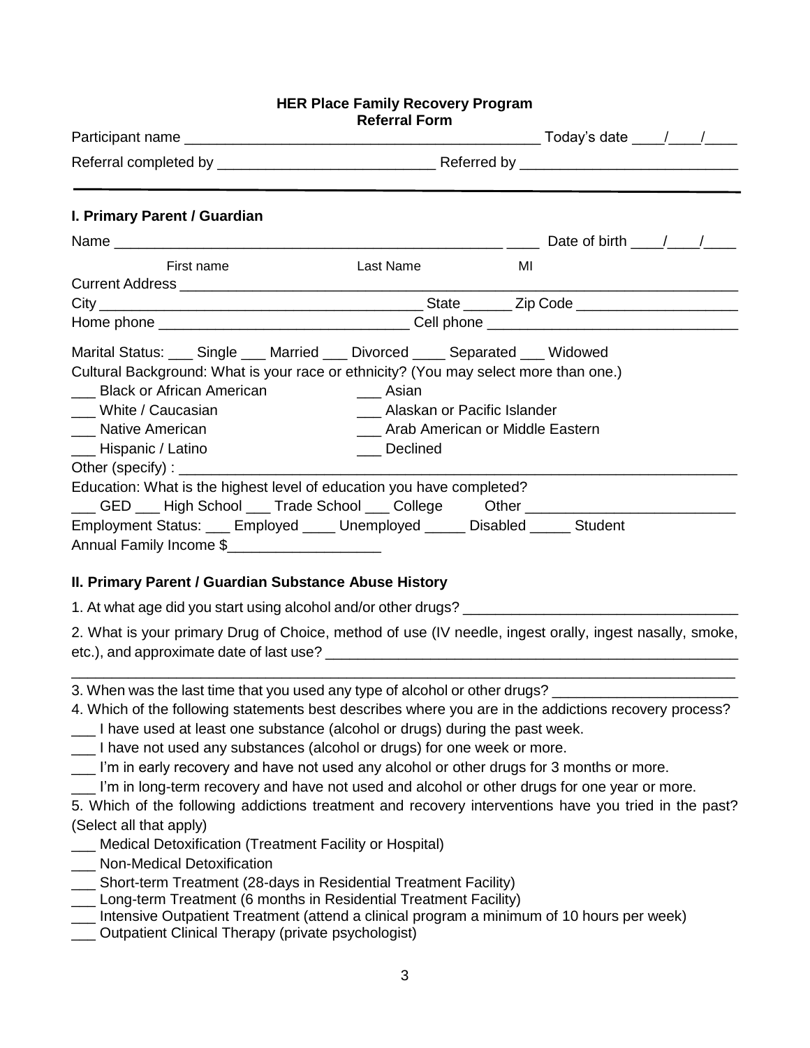**HER Place Family Recovery Program**
**Referral Form**

Participant name ___________________________________________ Today's date ____/____/____

Referral completed by __________________________ Referred by __________________________

---

### I. Primary Parent / Guardian

Name ________________________________________________ ____ Date of birth ____/____/____

First name Last Name MI

Current Address ______________________________________________________________________

City ________________________________________ State ______ Zip Code ____________________

Home phone _______________________________ Cell phone _______________________________

Marital Status: ___ Single ___ Married ___ Divorced ____ Separated ___ Widowed

Cultural Background: What is your race or ethnicity? (You may select more than one.)

___ Black or African American
___ Asian
___ White / Caucasian
___ Alaskan or Pacific Islander
___ Native American
___ Arab American or Middle Eastern
___ Hispanic / Latino
___ Declined

Other (specify) : _________________________________________________________________________

Education: What is the highest level of education you have completed?

___ GED ___ High School ___ Trade School ___ College Other __________________________

Employment Status: ___ Employed ____ Unemployed _____ Disabled _____ Student

Annual Family Income $___________________

### II. Primary Parent / Guardian Substance Abuse History

1. At what age did you start using alcohol and/or other drugs? __________________________________

2. What is your primary Drug of Choice, method of use (IV needle, ingest orally, ingest nasally, smoke, etc.), and approximate date of last use? _____________________________________________________
_____________________________________________________________________________________

3. When was the last time that you used any type of alcohol or other drugs? _______________________

4. Which of the following statements best describes where you are in the addictions recovery process?

___ I have used at least one substance (alcohol or drugs) during the past week.
___ I have not used any substances (alcohol or drugs) for one week or more.
___ I'm in early recovery and have not used any alcohol or other drugs for 3 months or more.
___ I'm in long-term recovery and have not used and alcohol or other drugs for one year or more.

5. Which of the following addictions treatment and recovery interventions have you tried in the past? (Select all that apply)

___ Medical Detoxification (Treatment Facility or Hospital)
___ Non-Medical Detoxification
___ Short-term Treatment (28-days in Residential Treatment Facility)
___ Long-term Treatment (6 months in Residential Treatment Facility)
___ Intensive Outpatient Treatment (attend a clinical program a minimum of 10 hours per week)
___ Outpatient Clinical Therapy (private psychologist)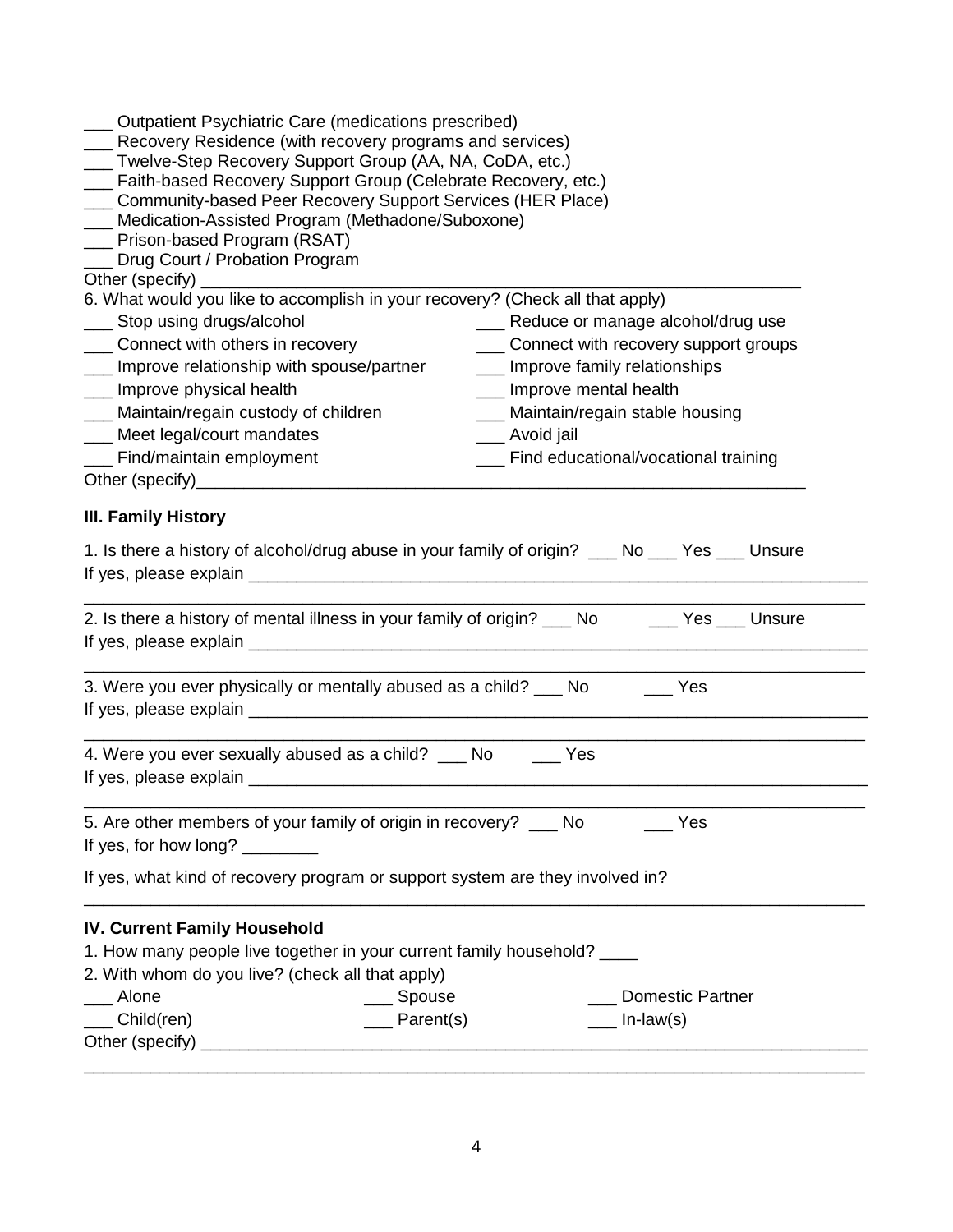___ Outpatient Psychiatric Care (medications prescribed)
___ Recovery Residence (with recovery programs and services)
___ Twelve-Step Recovery Support Group (AA, NA, CoDA, etc.)
___ Faith-based Recovery Support Group (Celebrate Recovery, etc.)
___ Community-based Peer Recovery Support Services (HER Place)
___ Medication-Assisted Program (Methadone/Suboxone)
___ Prison-based Program (RSAT)
___ Drug Court / Probation Program
Other (specify) ___________________________________________________________________

6. What would you like to accomplish in your recovery? (Check all that apply)

___ Stop using drugs/alcohol
___ Reduce or manage alcohol/drug use
___ Connect with others in recovery
___ Connect with recovery support groups
___ Improve relationship with spouse/partner
___ Improve family relationships
___ Improve physical health
___ Improve mental health
___ Maintain/regain custody of children
___ Maintain/regain stable housing
___ Meet legal/court mandates
___ Avoid jail
___ Find/maintain employment
___ Find educational/vocational training
Other (specify)___________________________________________________________________

**III. Family History**

1. Is there a history of alcohol/drug abuse in your family of origin? ___ No ___ Yes ___ Unsure
If yes, please explain _____________________________________________________________________
_____________________________________________________________________________________

2. Is there a history of mental illness in your family of origin? ___ No ___ Yes ___ Unsure
If yes, please explain _____________________________________________________________________
_____________________________________________________________________________________

3. Were you ever physically or mentally abused as a child? ___ No ___ Yes
If yes, please explain _____________________________________________________________________
_____________________________________________________________________________________

4. Were you ever sexually abused as a child? ___ No ___ Yes
If yes, please explain _____________________________________________________________________
_____________________________________________________________________________________

5. Are other members of your family of origin in recovery? ___ No ___ Yes
If yes, for how long? ________

If yes, what kind of recovery program or support system are they involved in?
_____________________________________________________________________________________

**IV. Current Family Household**

1. How many people live together in your current family household? ____

2. With whom do you live? (check all that apply)

___ Alone
___ Spouse
___ Domestic Partner
___ Child(ren)
___ Parent(s)
___ In-law(s)
Other (specify) ___________________________________________________________________________
_____________________________________________________________________________________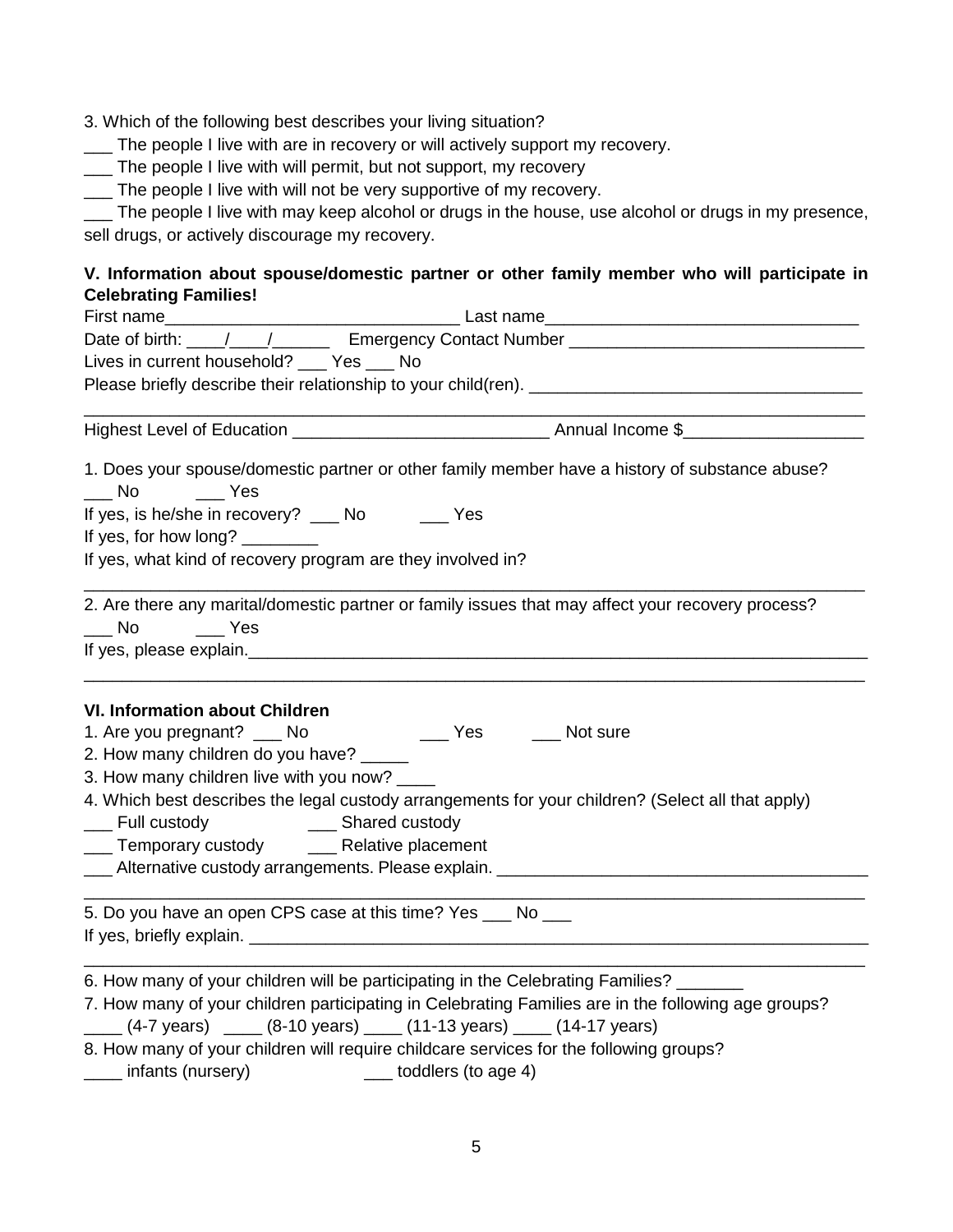3. Which of the following best describes your living situation?

___ The people I live with are in recovery or will actively support my recovery.

___ The people I live with will permit, but not support, my recovery

___ The people I live with will not be very supportive of my recovery.

___ The people I live with may keep alcohol or drugs in the house, use alcohol or drugs in my presence, sell drugs, or actively discourage my recovery.

**V. Information about spouse/domestic partner or other family member who will participate in Celebrating Families!**

First name_______________________________ Last name_________________________________

Date of birth: ____/____/______ Emergency Contact Number _______________________________

Lives in current household? ___ Yes ___ No

Please briefly describe their relationship to your child(ren). ___________________________________

_____________________________________________________________________________________

Highest Level of Education ___________________________ Annual Income $__________________

1. Does your spouse/domestic partner or other family member have a history of substance abuse?

___ No ___ Yes

If yes, is he/she in recovery? ___ No ___ Yes

If yes, for how long? ________

If yes, what kind of recovery program are they involved in?

_____________________________________________________________________________________

2. Are there any marital/domestic partner or family issues that may affect your recovery process?

___ No ___ Yes

If yes, please explain.____________________________________________________________________

_____________________________________________________________________________________

**VI. Information about Children**

1. Are you pregnant? ___ No ___ Yes ___ Not sure

2. How many children do you have? _____

3. How many children live with you now? ____

4. Which best describes the legal custody arrangements for your children? (Select all that apply)

___ Full custody ___ Shared custody

___ Temporary custody ___ Relative placement

___ Alternative custody arrangements. Please explain. _______________________________________

_____________________________________________________________________________________

5. Do you have an open CPS case at this time? Yes ___ No ___

If yes, briefly explain. ____________________________________________________________________

_____________________________________________________________________________________

6. How many of your children will be participating in the Celebrating Families? _______

7. How many of your children participating in Celebrating Families are in the following age groups?

____ (4-7 years) ____ (8-10 years) ____ (11-13 years) ____ (14-17 years)

8. How many of your children will require childcare services for the following groups?

____ infants (nursery) ___ toddlers (to age 4)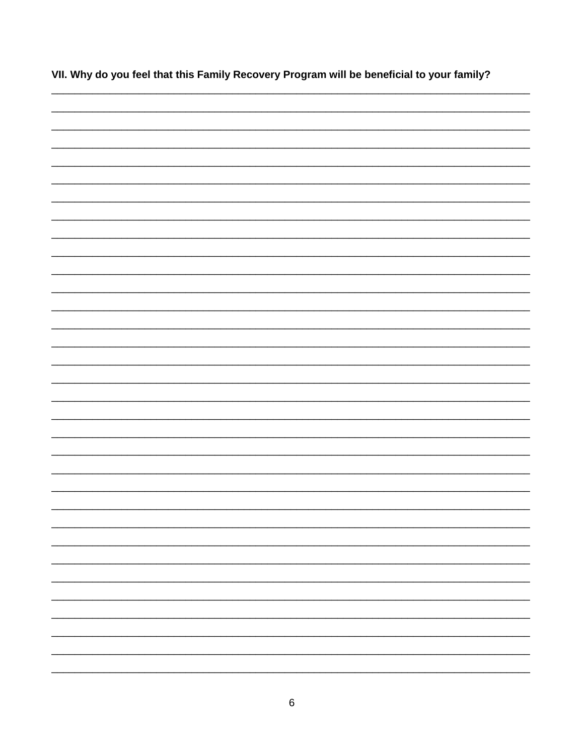**VII. Why do you feel that this Family Recovery Program will be beneficial to your family?**

________________________________________________________________________________

________________________________________________________________________________

________________________________________________________________________________

________________________________________________________________________________

________________________________________________________________________________

________________________________________________________________________________

________________________________________________________________________________

________________________________________________________________________________

________________________________________________________________________________

________________________________________________________________________________

________________________________________________________________________________

________________________________________________________________________________

________________________________________________________________________________

________________________________________________________________________________

________________________________________________________________________________

________________________________________________________________________________

________________________________________________________________________________

________________________________________________________________________________

________________________________________________________________________________

________________________________________________________________________________

________________________________________________________________________________

________________________________________________________________________________

________________________________________________________________________________

________________________________________________________________________________

________________________________________________________________________________

________________________________________________________________________________

________________________________________________________________________________

________________________________________________________________________________

________________________________________________________________________________

________________________________________________________________________________

________________________________________________________________________________

________________________________________________________________________________

________________________________________________________________________________